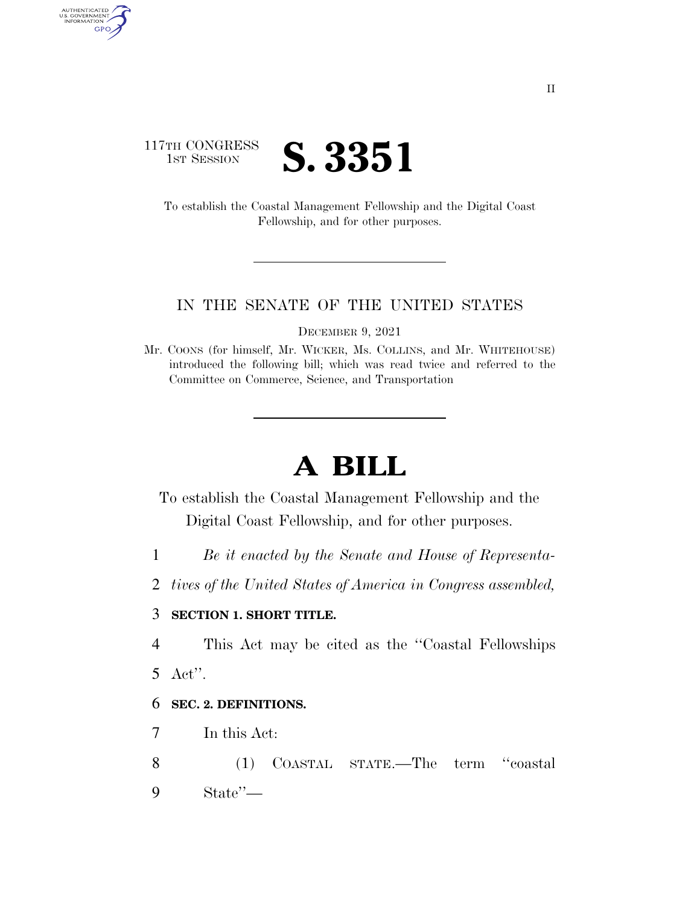II

117TH CONGRESS
1ST SESSION

# S. 3351

To establish the Coastal Management Fellowship and the Digital Coast Fellowship, and for other purposes.

IN THE SENATE OF THE UNITED STATES

DECEMBER 9, 2021

Mr. COONS (for himself, Mr. WICKER, Ms. COLLINS, and Mr. WHITEHOUSE) introduced the following bill; which was read twice and referred to the Committee on Commerce, Science, and Transportation

# A BILL

To establish the Coastal Management Fellowship and the Digital Coast Fellowship, and for other purposes.

1 *Be it enacted by the Senate and House of Representa-*
2 *tives of the United States of America in Congress assembled,*

3 **SECTION 1. SHORT TITLE.**

4 This Act may be cited as the ''Coastal Fellowships
5 Act''.

6 **SEC. 2. DEFINITIONS.**

7 In this Act:

8 (1) COASTAL STATE.—The term ''coastal
9 State''—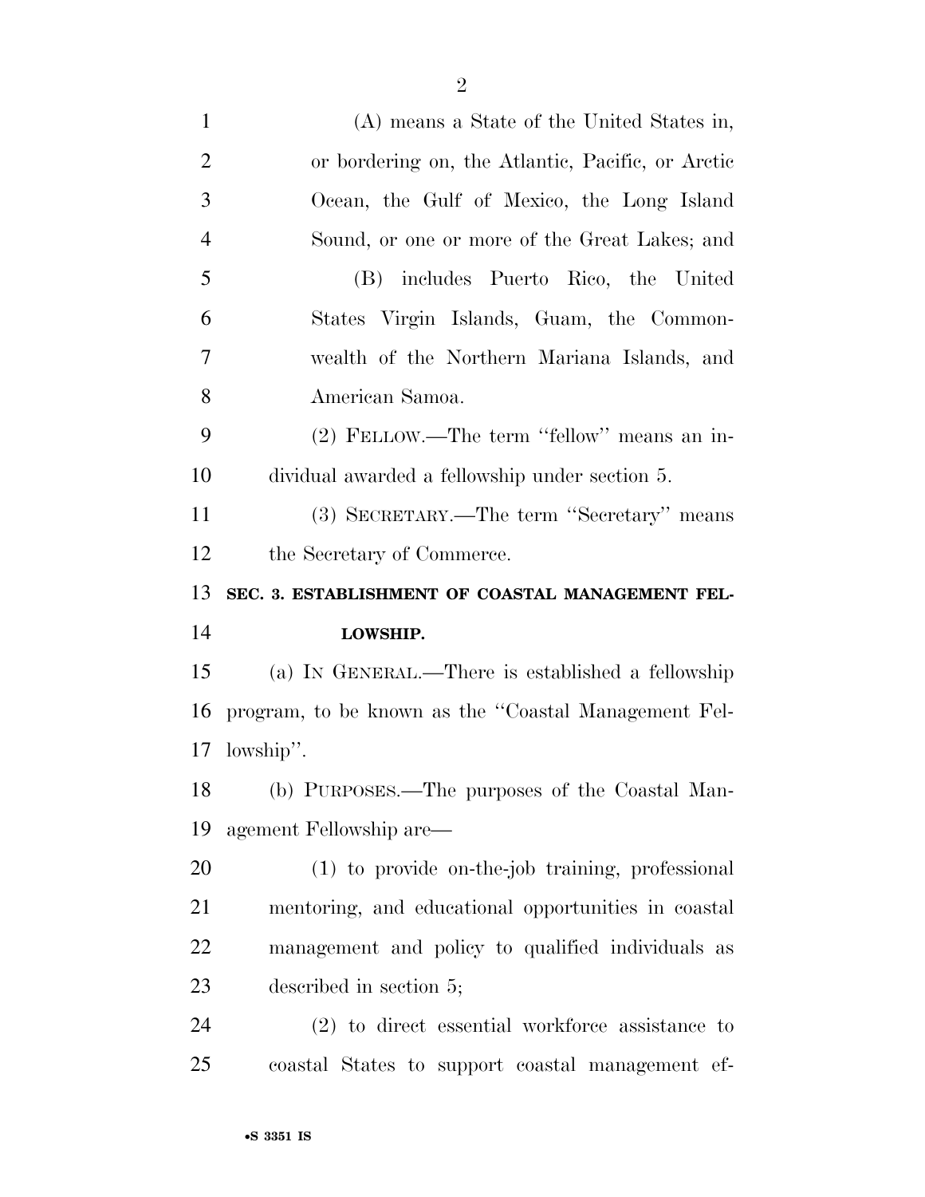(A) means a State of the United States in, or bordering on, the Atlantic, Pacific, or Arctic Ocean, the Gulf of Mexico, the Long Island Sound, or one or more of the Great Lakes; and

(B) includes Puerto Rico, the United States Virgin Islands, Guam, the Commonwealth of the Northern Mariana Islands, and American Samoa.

(2) FELLOW.—The term ''fellow'' means an individual awarded a fellowship under section 5.

(3) SECRETARY.—The term ''Secretary'' means the Secretary of Commerce.

## SEC. 3. ESTABLISHMENT OF COASTAL MANAGEMENT FELLOWSHIP.

(a) IN GENERAL.—There is established a fellowship program, to be known as the ''Coastal Management Fellowship''.

(b) PURPOSES.—The purposes of the Coastal Management Fellowship are—

(1) to provide on-the-job training, professional mentoring, and educational opportunities in coastal management and policy to qualified individuals as described in section 5;

(2) to direct essential workforce assistance to coastal States to support coastal management ef-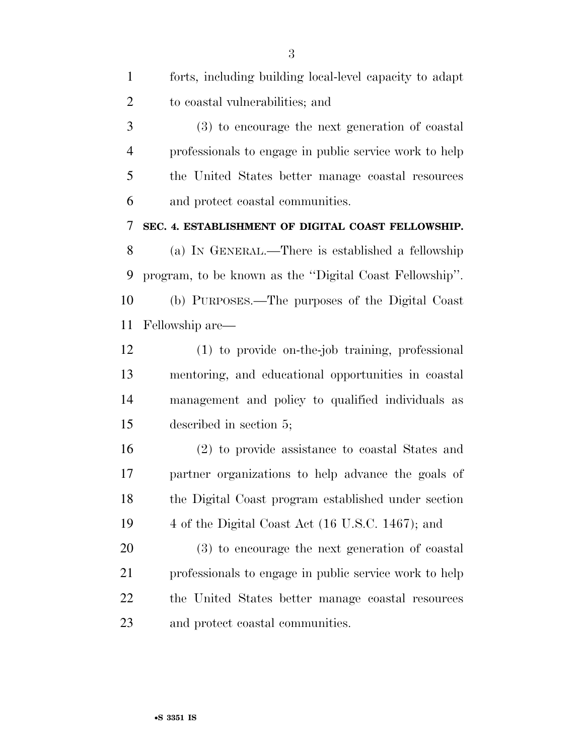forts, including building local-level capacity to adapt to coastal vulnerabilities; and

(3) to encourage the next generation of coastal professionals to engage in public service work to help the United States better manage coastal resources and protect coastal communities.

**SEC. 4. ESTABLISHMENT OF DIGITAL COAST FELLOWSHIP.**

(a) IN GENERAL.—There is established a fellowship program, to be known as the ''Digital Coast Fellowship''.

(b) PURPOSES.—The purposes of the Digital Coast Fellowship are—

(1) to provide on-the-job training, professional mentoring, and educational opportunities in coastal management and policy to qualified individuals as described in section 5;

(2) to provide assistance to coastal States and partner organizations to help advance the goals of the Digital Coast program established under section 4 of the Digital Coast Act (16 U.S.C. 1467); and

(3) to encourage the next generation of coastal professionals to engage in public service work to help the United States better manage coastal resources and protect coastal communities.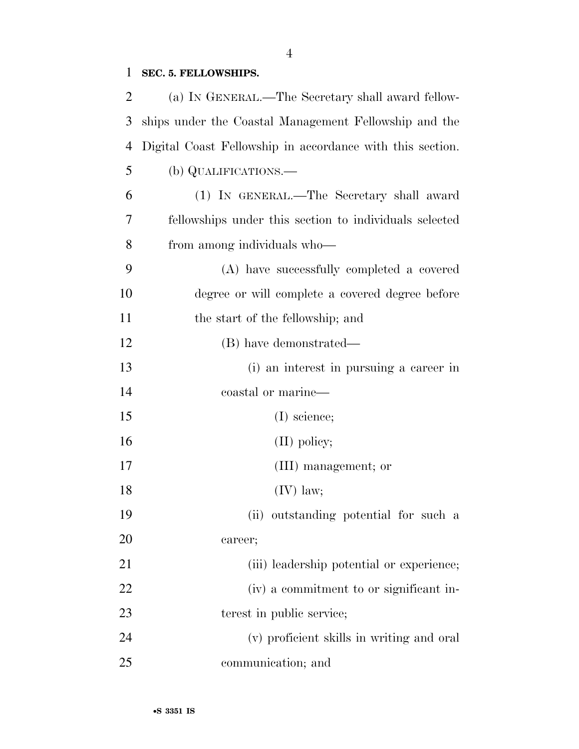**SEC. 5. FELLOWSHIPS.**

(a) IN GENERAL.—The Secretary shall award fellowships under the Coastal Management Fellowship and the Digital Coast Fellowship in accordance with this section.

(b) QUALIFICATIONS.—

(1) IN GENERAL.—The Secretary shall award fellowships under this section to individuals selected from among individuals who—

(A) have successfully completed a covered degree or will complete a covered degree before the start of the fellowship; and

(B) have demonstrated—

(i) an interest in pursuing a career in coastal or marine—

(I) science;

(II) policy;

(III) management; or

(IV) law;

(ii) outstanding potential for such a career;

(iii) leadership potential or experience;

(iv) a commitment to or significant interest in public service;

(v) proficient skills in writing and oral communication; and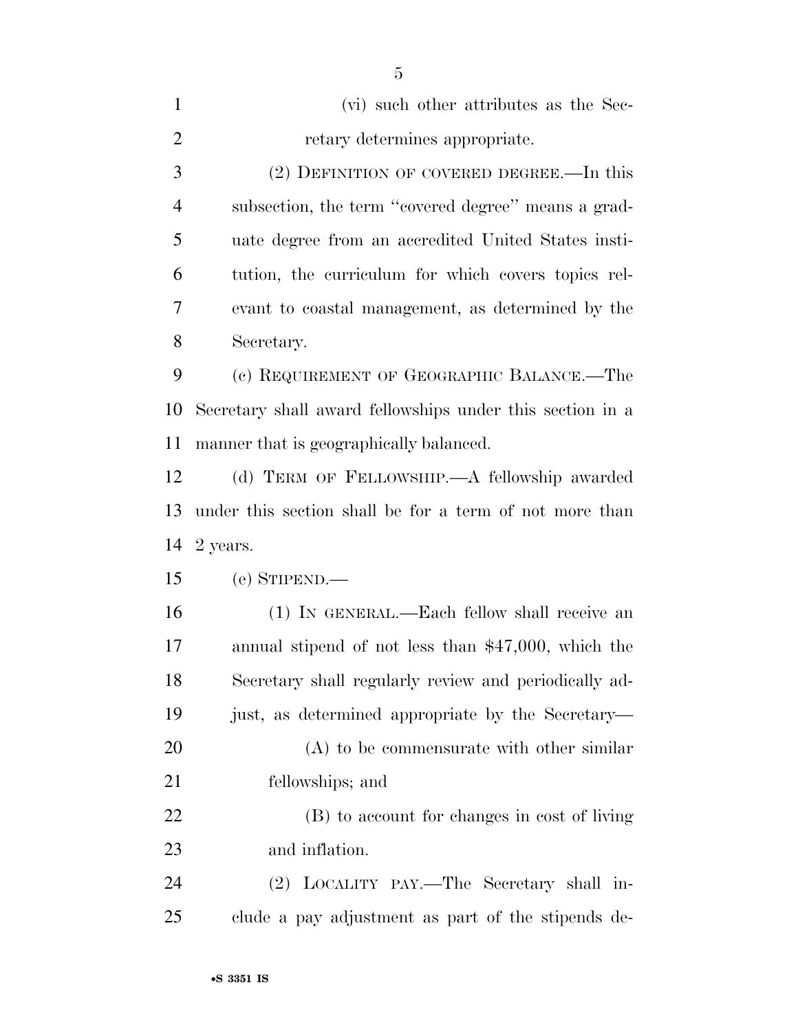(vi) such other attributes as the Secretary determines appropriate.

(2) DEFINITION OF COVERED DEGREE.—In this subsection, the term ''covered degree'' means a graduate degree from an accredited United States institution, the curriculum for which covers topics relevant to coastal management, as determined by the Secretary.

(c) REQUIREMENT OF GEOGRAPHIC BALANCE.—The Secretary shall award fellowships under this section in a manner that is geographically balanced.

(d) TERM OF FELLOWSHIP.—A fellowship awarded under this section shall be for a term of not more than 2 years.

(e) STIPEND.—

(1) IN GENERAL.—Each fellow shall receive an annual stipend of not less than $47,000, which the Secretary shall regularly review and periodically adjust, as determined appropriate by the Secretary—

(A) to be commensurate with other similar fellowships; and

(B) to account for changes in cost of living and inflation.

(2) LOCALITY PAY.—The Secretary shall include a pay adjustment as part of the stipends de-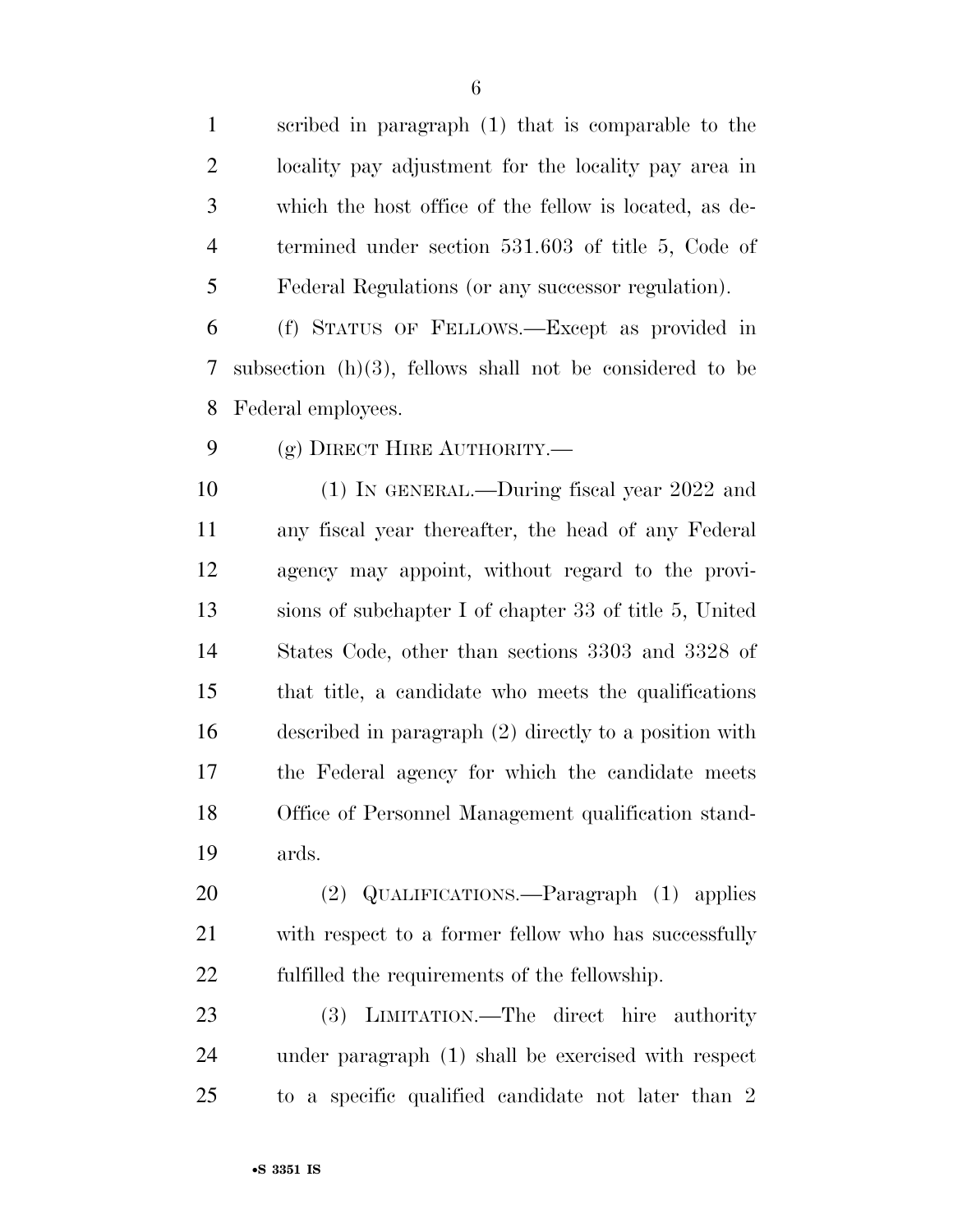scribed in paragraph (1) that is comparable to the locality pay adjustment for the locality pay area in which the host office of the fellow is located, as determined under section 531.603 of title 5, Code of Federal Regulations (or any successor regulation).

(f) STATUS OF FELLOWS.—Except as provided in subsection (h)(3), fellows shall not be considered to be Federal employees.

(g) DIRECT HIRE AUTHORITY.—

(1) IN GENERAL.—During fiscal year 2022 and any fiscal year thereafter, the head of any Federal agency may appoint, without regard to the provisions of subchapter I of chapter 33 of title 5, United States Code, other than sections 3303 and 3328 of that title, a candidate who meets the qualifications described in paragraph (2) directly to a position with the Federal agency for which the candidate meets Office of Personnel Management qualification standards.

(2) QUALIFICATIONS.—Paragraph (1) applies with respect to a former fellow who has successfully fulfilled the requirements of the fellowship.

(3) LIMITATION.—The direct hire authority under paragraph (1) shall be exercised with respect to a specific qualified candidate not later than 2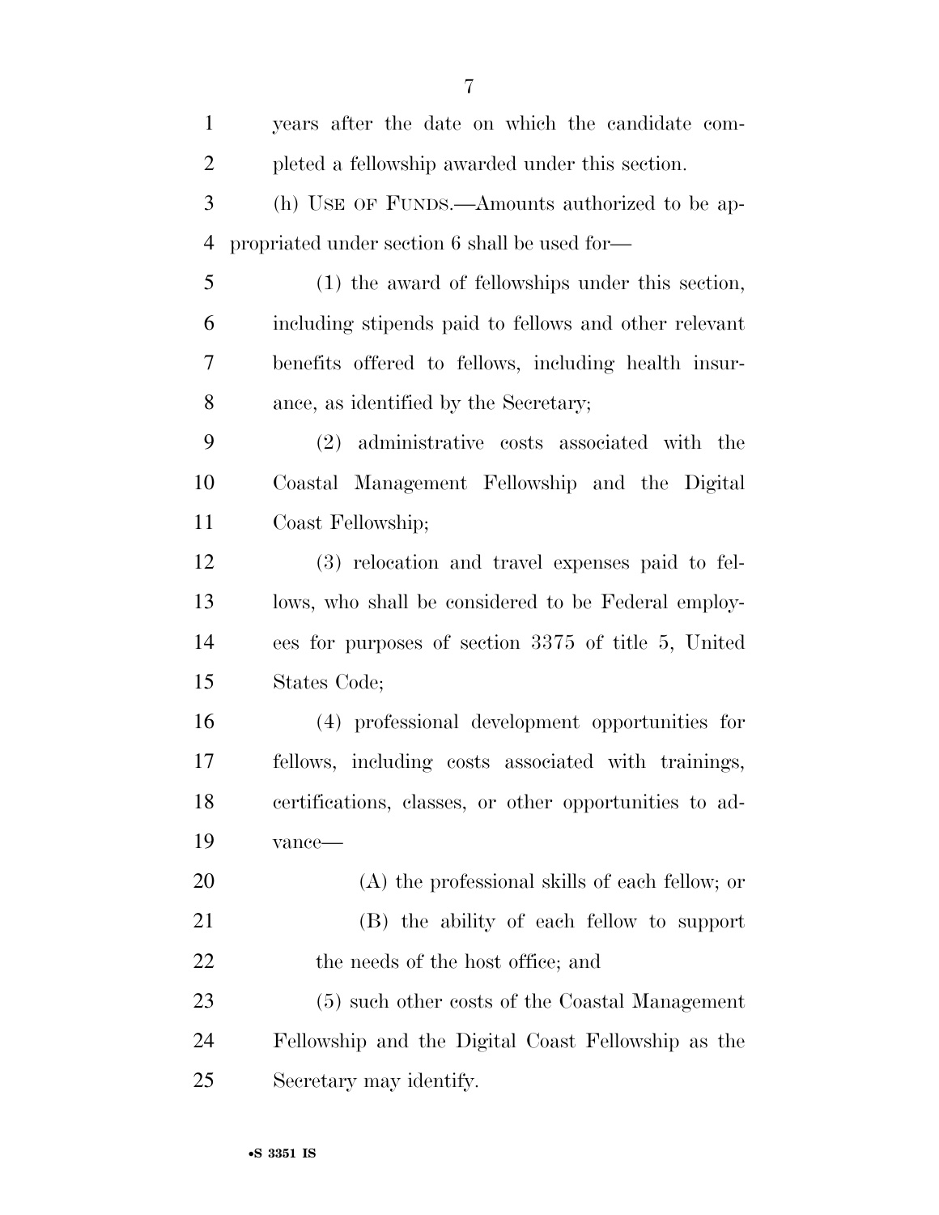years after the date on which the candidate completed a fellowship awarded under this section.

(h) USE OF FUNDS.—Amounts authorized to be appropriated under section 6 shall be used for—

(1) the award of fellowships under this section, including stipends paid to fellows and other relevant benefits offered to fellows, including health insurance, as identified by the Secretary;

(2) administrative costs associated with the Coastal Management Fellowship and the Digital Coast Fellowship;

(3) relocation and travel expenses paid to fellows, who shall be considered to be Federal employees for purposes of section 3375 of title 5, United States Code;

(4) professional development opportunities for fellows, including costs associated with trainings, certifications, classes, or other opportunities to advance—

(A) the professional skills of each fellow; or

(B) the ability of each fellow to support the needs of the host office; and

(5) such other costs of the Coastal Management Fellowship and the Digital Coast Fellowship as the Secretary may identify.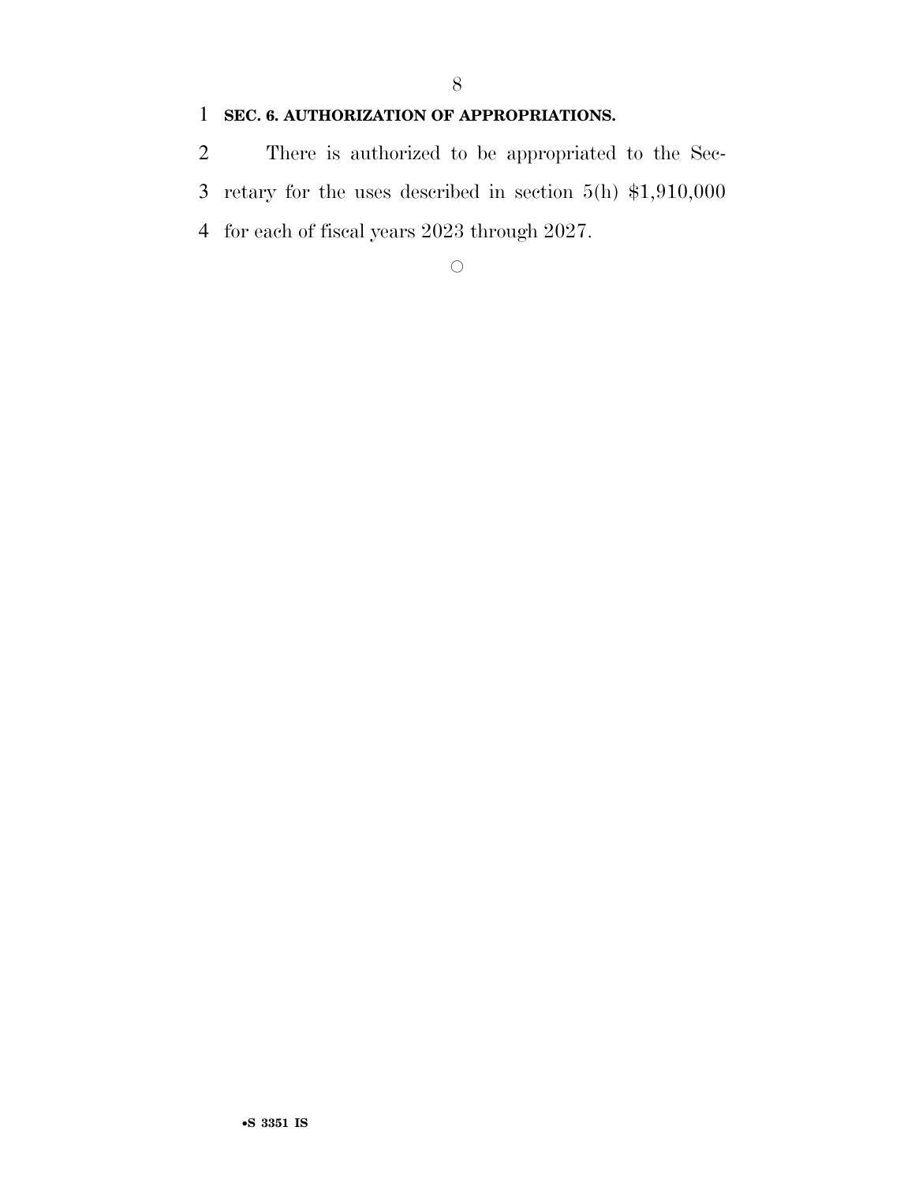**SEC. 6. AUTHORIZATION OF APPROPRIATIONS.**

There is authorized to be appropriated to the Secretary for the uses described in section 5(h) $1,910,000 for each of fiscal years 2023 through 2027.